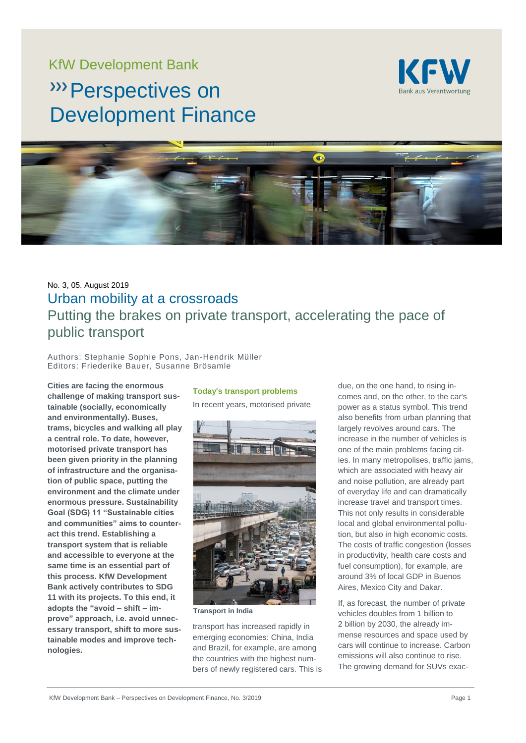KfW Development Bank

# Perspectives on Development Finance

No. 3, 05. August 2019

## Urban mobility at a crossroads

### Putting the brakes on private transport, accelerating the pace of public transport

Authors: Stephanie Sophie Pons, Jan-Hendrik Müller
Editors: Friederike Bauer, Susanne Brösamle

**Cities are facing the enormous challenge of making transport sustainable (socially, economically and environmentally). Buses, trams, bicycles and walking all play a central role. To date, however, motorised private transport has been given priority in the planning of infrastructure and the organisation of public space, putting the environment and the climate under enormous pressure. Sustainability Goal (SDG) 11 "Sustainable cities and communities" aims to counteract this trend. Establishing a transport system that is reliable and accessible to everyone at the same time is an essential part of this process. KfW Development Bank actively contributes to SDG 11 with its projects. To this end, it adopts the "avoid – shift – improve" approach, i.e. avoid unnecessary transport, shift to more sustainable modes and improve technologies.**

#### Today's transport problems

In recent years, motorised private transport has increased rapidly in emerging economies: China, India and Brazil, for example, are among the countries with the highest numbers of newly registered cars. This is due, on the one hand, to rising incomes and, on the other, to the car's power as a status symbol. This trend also benefits from urban planning that largely revolves around cars. The increase in the number of vehicles is one of the main problems facing cities. In many metropolises, traffic jams, which are associated with heavy air and noise pollution, are already part of everyday life and can dramatically increase travel and transport times. This not only results in considerable local and global environmental pollution, but also in high economic costs. The costs of traffic congestion (losses in productivity, health care costs and fuel consumption), for example, are around 3% of local GDP in Buenos Aires, Mexico City and Dakar.

**Transport in India**

If, as forecast, the number of private vehicles doubles from 1 billion to 2 billion by 2030, the already immense resources and space used by cars will continue to increase. Carbon emissions will also continue to rise. The growing demand for SUVs exac-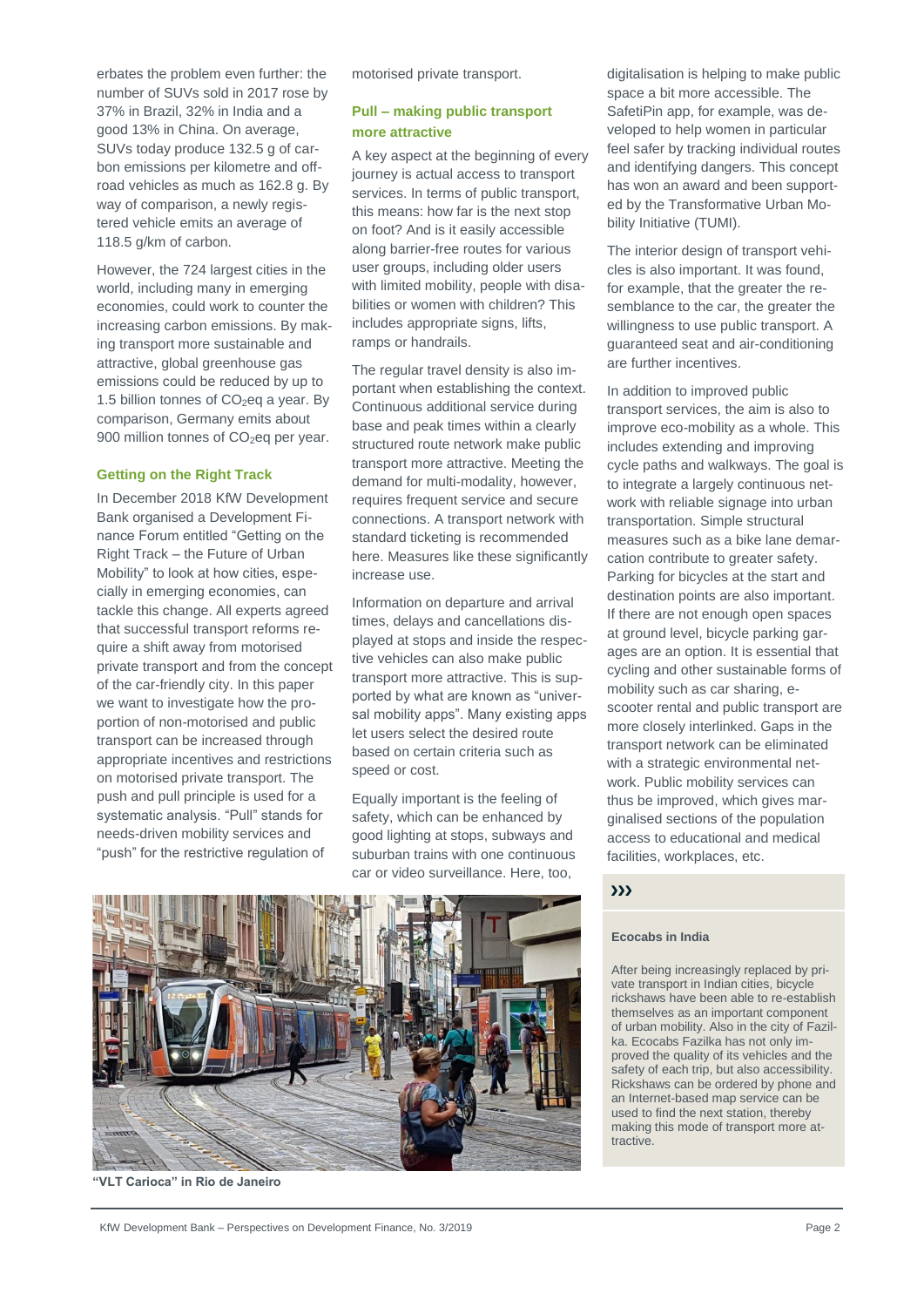erbates the problem even further: the number of SUVs sold in 2017 rose by 37% in Brazil, 32% in India and a good 13% in China. On average, SUVs today produce 132.5 g of carbon emissions per kilometre and off-road vehicles as much as 162.8 g. By way of comparison, a newly registered vehicle emits an average of 118.5 g/km of carbon.

However, the 724 largest cities in the world, including many in emerging economies, could work to counter the increasing carbon emissions. By making transport more sustainable and attractive, global greenhouse gas emissions could be reduced by up to 1.5 billion tonnes of $CO_2eq$ a year. By comparison, Germany emits about 900 million tonnes of $CO_2eq$ per year.

### Getting on the Right Track

In December 2018 KfW Development Bank organised a Development Finance Forum entitled "Getting on the Right Track – the Future of Urban Mobility" to look at how cities, especially in emerging economies, can tackle this change. All experts agreed that successful transport reforms require a shift away from motorised private transport and from the concept of the car-friendly city. In this paper we want to investigate how the proportion of non-motorised and public transport can be increased through appropriate incentives and restrictions on motorised private transport. The push and pull principle is used for a systematic analysis. "Pull" stands for needs-driven mobility services and "push" for the restrictive regulation of motorised private transport.

### Pull – making public transport more attractive

A key aspect at the beginning of every journey is actual access to transport services. In terms of public transport, this means: how far is the next stop on foot? And is it easily accessible along barrier-free routes for various user groups, including older users with limited mobility, people with disabilities or women with children? This includes appropriate signs, lifts, ramps or handrails.

The regular travel density is also important when establishing the context. Continuous additional service during base and peak times within a clearly structured route network make public transport more attractive. Meeting the demand for multi-modality, however, requires frequent service and secure connections. A transport network with standard ticketing is recommended here. Measures like these significantly increase use.

Information on departure and arrival times, delays and cancellations displayed at stops and inside the respective vehicles can also make public transport more attractive. This is supported by what are known as "universal mobility apps". Many existing apps let users select the desired route based on certain criteria such as speed or cost.

Equally important is the feeling of safety, which can be enhanced by good lighting at stops, subways and suburban trains with one continuous car or video surveillance. Here, too, digitalisation is helping to make public space a bit more accessible. The SafetiPin app, for example, was developed to help women in particular feel safer by tracking individual routes and identifying dangers. This concept has won an award and been supported by the Transformative Urban Mobility Initiative (TUMI).

The interior design of transport vehicles is also important. It was found, for example, that the greater the resemblance to the car, the greater the willingness to use public transport. A guaranteed seat and air-conditioning are further incentives.

In addition to improved public transport services, the aim is also to improve eco-mobility as a whole. This includes extending and improving cycle paths and walkways. The goal is to integrate a largely continuous network with reliable signage into urban transportation. Simple structural measures such as a bike lane demarcation contribute to greater safety. Parking for bicycles at the start and destination points are also important. If there are not enough open spaces at ground level, bicycle parking garages are an option. It is essential that cycling and other sustainable forms of mobility such as car sharing, e-scooter rental and public transport are more closely interlinked. Gaps in the transport network can be eliminated with a strategic environmental network. Public mobility services can thus be improved, which gives marginalised sections of the population access to educational and medical facilities, workplaces, etc.

**"VLT Carioca" in Rio de Janeiro**

›››

**Ecocabs in India**

After being increasingly replaced by private transport in Indian cities, bicycle rickshaws have been able to re-establish themselves as an important component of urban mobility. Also in the city of Fazilka. Ecocabs Fazilka has not only improved the quality of its vehicles and the safety of each trip, but also accessibility. Rickshaws can be ordered by phone and an Internet-based map service can be used to find the next station, thereby making this mode of transport more attractive.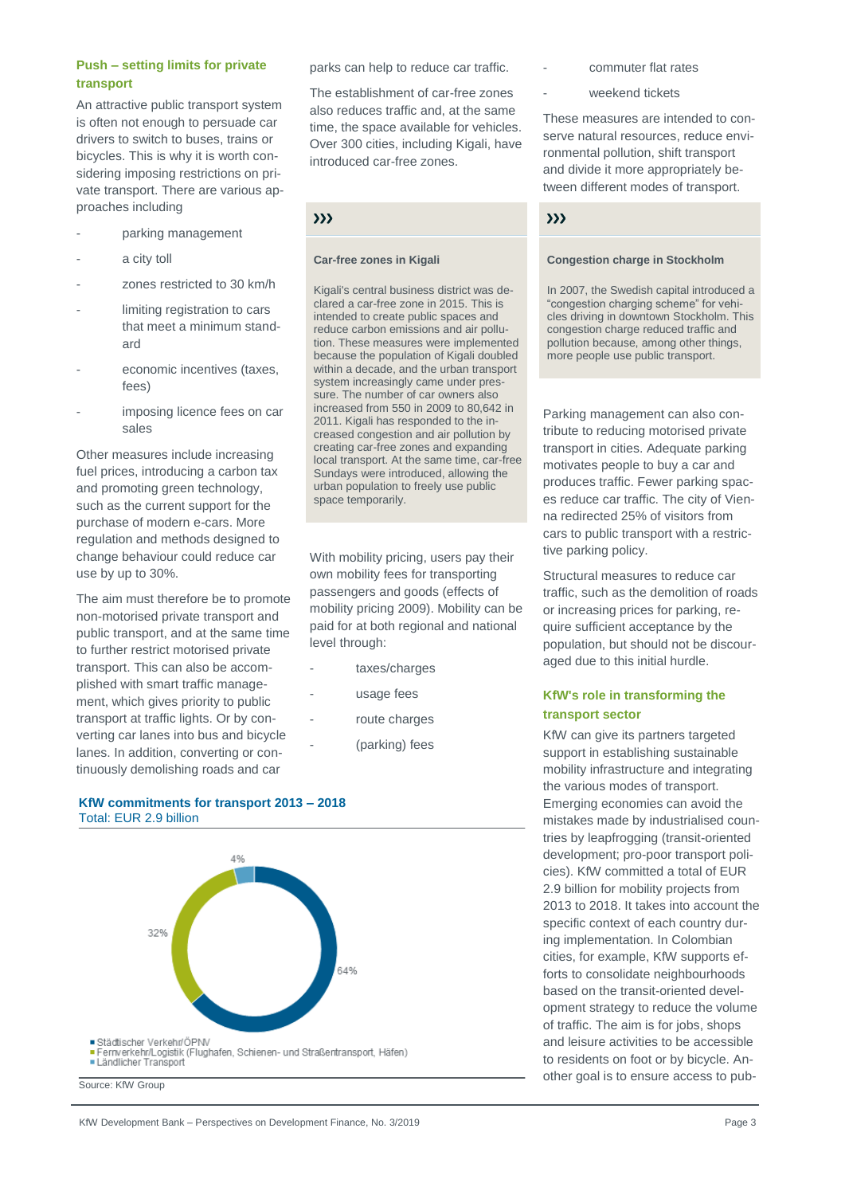## Push – setting limits for private transport

An attractive public transport system is often not enough to persuade car drivers to switch to buses, trains or bicycles. This is why it is worth considering imposing restrictions on private transport. There are various approaches including

- parking management
- a city toll
- zones restricted to 30 km/h
- limiting registration to cars that meet a minimum standard
- economic incentives (taxes, fees)
- imposing licence fees on car sales

Other measures include increasing fuel prices, introducing a carbon tax and promoting green technology, such as the current support for the purchase of modern e-cars. More regulation and methods designed to change behaviour could reduce car use by up to 30%.

The aim must therefore be to promote non-motorised private transport and public transport, and at the same time to further restrict motorised private transport. This can also be accomplished with smart traffic management, which gives priority to public transport at traffic lights. Or by converting car lanes into bus and bicycle lanes. In addition, converting or continuously demolishing roads and car parks can help to reduce car traffic.

The establishment of car-free zones also reduces traffic and, at the same time, the space available for vehicles. Over 300 cities, including Kigali, have introduced car-free zones.

> ›››
>
> **Car-free zones in Kigali**
>
> Kigali's central business district was declared a car-free zone in 2015. This is intended to create public spaces and reduce carbon emissions and air pollution. These measures were implemented because the population of Kigali doubled within a decade, and the urban transport system increasingly came under pressure. The number of car owners also increased from 550 in 2009 to 80,642 in 2011. Kigali has responded to the increased congestion and air pollution by creating car-free zones and expanding local transport. At the same time, car-free Sundays were introduced, allowing the urban population to freely use public space temporarily.

With mobility pricing, users pay their own mobility fees for transporting passengers and goods (effects of mobility pricing 2009). Mobility can be paid for at both regional and national level through:

- taxes/charges
- usage fees
- route charges
- (parking) fees
- commuter flat rates
- weekend tickets

These measures are intended to conserve natural resources, reduce environmental pollution, shift transport and divide it more appropriately between different modes of transport.

> ›››
>
> **Congestion charge in Stockholm**
>
> In 2007, the Swedish capital introduced a "congestion charging scheme" for vehicles driving in downtown Stockholm. This congestion charge reduced traffic and pollution because, among other things, more people use public transport.

Parking management can also contribute to reducing motorised private transport in cities. Adequate parking motivates people to buy a car and produces traffic. Fewer parking spaces reduce car traffic. The city of Vienna redirected 25% of visitors from cars to public transport with a restrictive parking policy.

Structural measures to reduce car traffic, such as the demolition of roads or increasing prices for parking, require sufficient acceptance by the population, but should not be discouraged due to this initial hurdle.

**KfW commitments for transport 2013 – 2018**
Total: EUR 2.9 billion

| Category | Share |
|---|---|
| Städtischer Verkehr/ÖPNV | 64% |
| Fernverkehr/Logistik (Flughafen, Schienen- und Straßentransport, Häfen) | 32% |
| Ländlicher Transport | 4% |

Source: KfW Group

## KfW's role in transforming the transport sector

KfW can give its partners targeted support in establishing sustainable mobility infrastructure and integrating the various modes of transport. Emerging economies can avoid the mistakes made by industrialised countries by leapfrogging (transit-oriented development; pro-poor transport policies). KfW committed a total of EUR 2.9 billion for mobility projects from 2013 to 2018. It takes into account the specific context of each country during implementation. In Colombian cities, for example, KfW supports efforts to consolidate neighbourhoods based on the transit-oriented development strategy to reduce the volume of traffic. The aim is for jobs, shops and leisure activities to be accessible to residents on foot or by bicycle. Another goal is to ensure access to pub-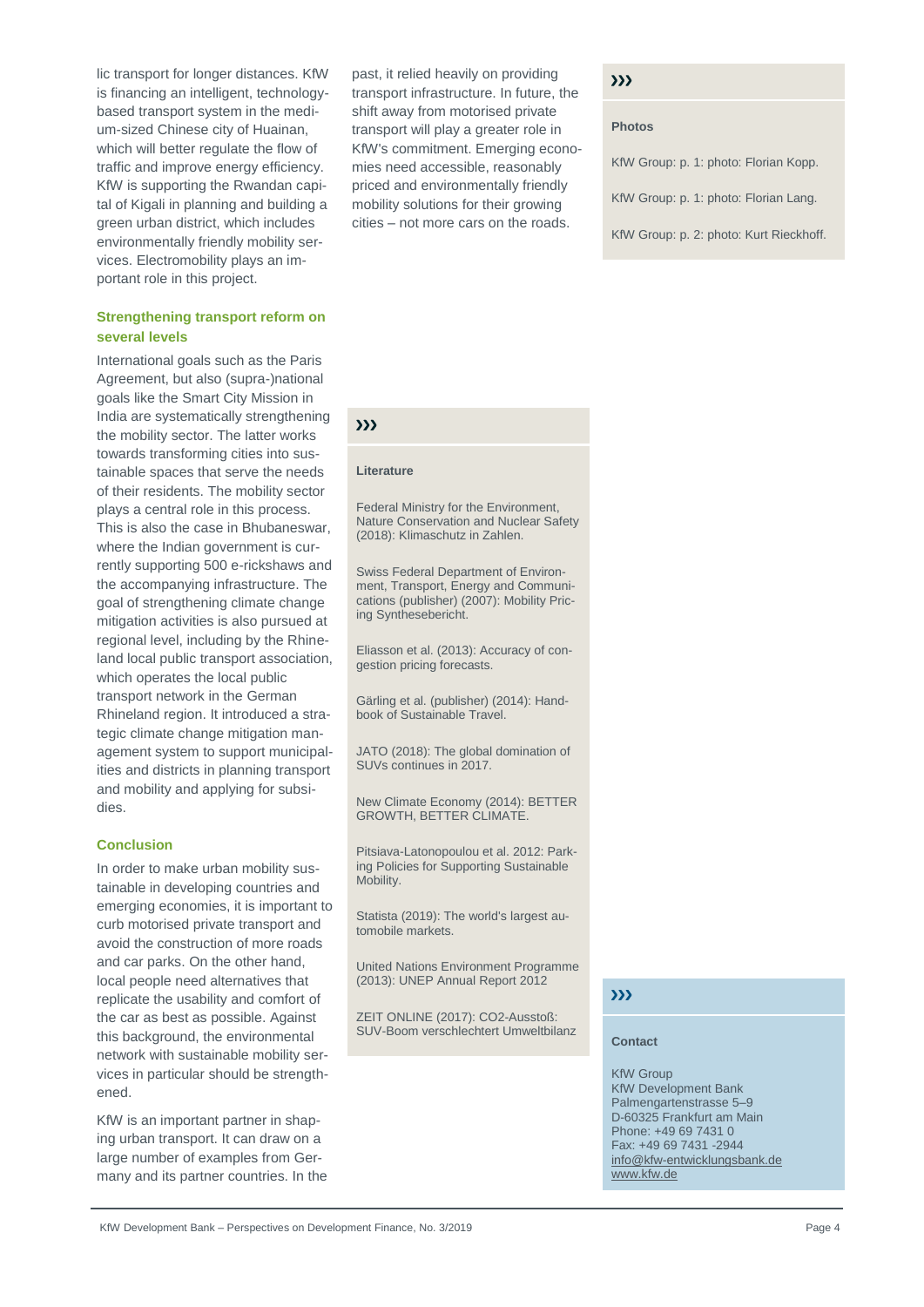lic transport for longer distances. KfW is financing an intelligent, technology-based transport system in the medium-sized Chinese city of Huainan, which will better regulate the flow of traffic and improve energy efficiency. KfW is supporting the Rwandan capital of Kigali in planning and building a green urban district, which includes environmentally friendly mobility services. Electromobility plays an important role in this project.

### Strengthening transport reform on several levels

International goals such as the Paris Agreement, but also (supra-)national goals like the Smart City Mission in India are systematically strengthening the mobility sector. The latter works towards transforming cities into sustainable spaces that serve the needs of their residents. The mobility sector plays a central role in this process. This is also the case in Bhubaneswar, where the Indian government is currently supporting 500 e-rickshaws and the accompanying infrastructure. The goal of strengthening climate change mitigation activities is also pursued at regional level, including by the Rhineland local public transport association, which operates the local public transport network in the German Rhineland region. It introduced a strategic climate change mitigation management system to support municipalities and districts in planning transport and mobility and applying for subsidies.

### Conclusion

In order to make urban mobility sustainable in developing countries and emerging economies, it is important to curb motorised private transport and avoid the construction of more roads and car parks. On the other hand, local people need alternatives that replicate the usability and comfort of the car as best as possible. Against this background, the environmental network with sustainable mobility services in particular should be strengthened.

KfW is an important partner in shaping urban transport. It can draw on a large number of examples from Germany and its partner countries. In the past, it relied heavily on providing transport infrastructure. In future, the shift away from motorised private transport will play a greater role in KfW's commitment. Emerging economies need accessible, reasonably priced and environmentally friendly mobility solutions for their growing cities – not more cars on the roads.

›››

**Literature**

Federal Ministry for the Environment, Nature Conservation and Nuclear Safety (2018): Klimaschutz in Zahlen.

Swiss Federal Department of Environment, Transport, Energy and Communications (publisher) (2007): Mobility Pricing Synthesebericht.

Eliasson et al. (2013): Accuracy of congestion pricing forecasts.

Gärling et al. (publisher) (2014): Handbook of Sustainable Travel.

JATO (2018): The global domination of SUVs continues in 2017.

New Climate Economy (2014): BETTER GROWTH, BETTER CLIMATE.

Pitsiava-Latonopoulou et al. 2012: Parking Policies for Supporting Sustainable Mobility.

Statista (2019): The world's largest automobile markets.

United Nations Environment Programme (2013): UNEP Annual Report 2012

ZEIT ONLINE (2017): CO2-Ausstoß: SUV-Boom verschlechtert Umweltbilanz

›››

**Photos**

KfW Group: p. 1: photo: Florian Kopp.

KfW Group: p. 1: photo: Florian Lang.

KfW Group: p. 2: photo: Kurt Rieckhoff.

›››

**Contact**

KfW Group
KfW Development Bank
Palmengartenstrasse 5–9
D-60325 Frankfurt am Main
Phone: +49 69 7431 0
Fax: +49 69 7431 -2944
info@kfw-entwicklungsbank.de
www.kfw.de